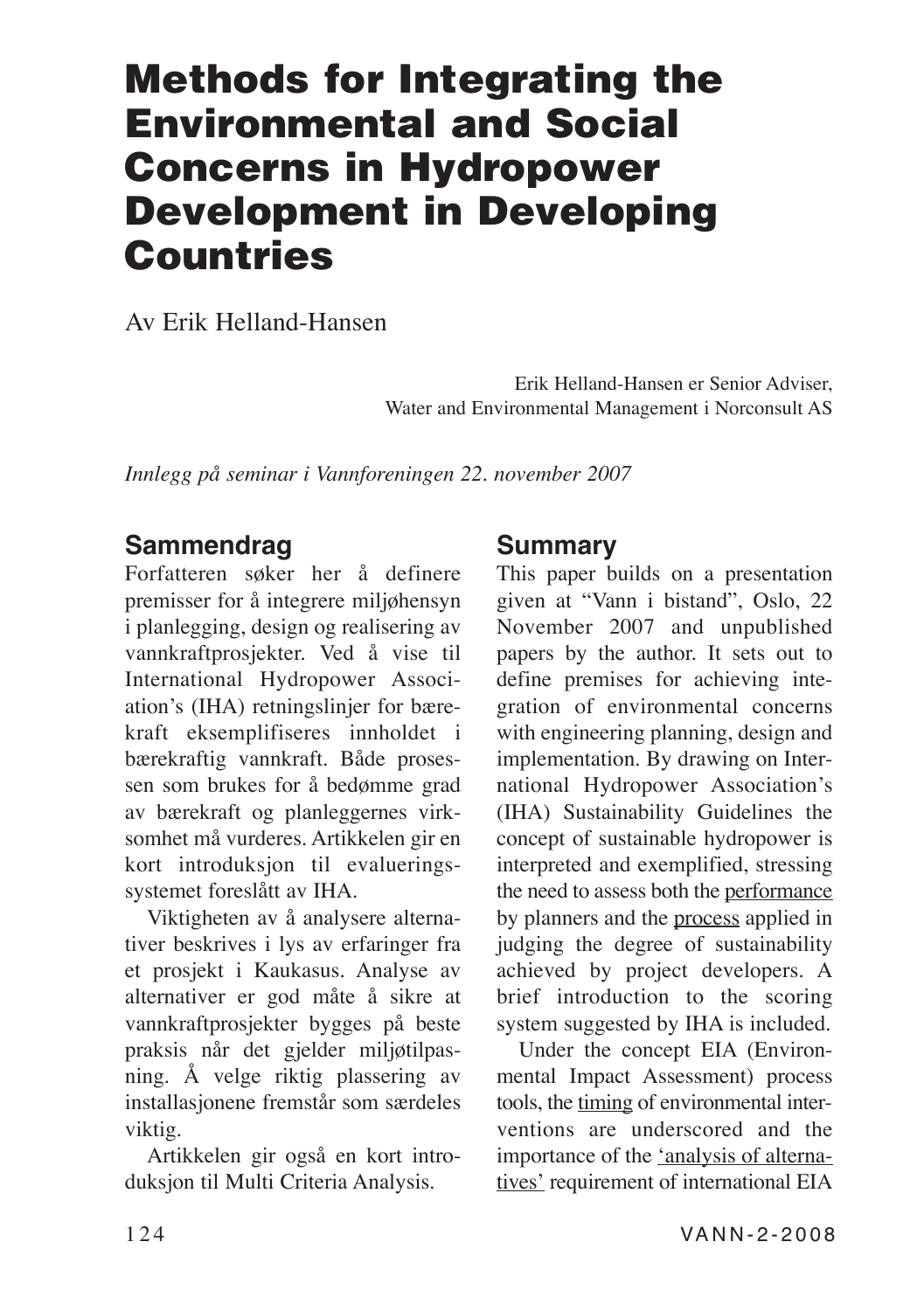# Methods for Integrating the Environmental and Social Concerns in Hydropower Development in Developing Countries

Av Erik Helland-Hansen

Erik Helland-Hansen er Senior Adviser, Water and Environmental Management i Norconsult AS

*Innlegg på seminar i Vannforeningen 22. november 2007*

## Sammendrag

Forfatteren søker her å definere premisser for å integrere miljøhensyn i planlegging, design og realisering av vannkraftprosjekter. Ved å vise til International Hydropower Association's (IHA) retningslinjer for bærekraft eksemplifiseres innholdet i bærekraftig vannkraft. Både prosessen som brukes for å bedømme grad av bærekraft og planleggernes virksomhet må vurderes. Artikkelen gir en kort introduksjon til evalueringssystemet foreslått av IHA.

Viktigheten av å analysere alternativer beskrives i lys av erfaringer fra et prosjekt i Kaukasus. Analyse av alternativer er god måte å sikre at vannkraftprosjekter bygges på beste praksis når det gjelder miljøtilpasning. Å velge riktig plassering av installasjonene fremstår som særdeles viktig.

Artikkelen gir også en kort introduksjon til Multi Criteria Analysis.

## Summary

This paper builds on a presentation given at "Vann i bistand", Oslo, 22 November 2007 and unpublished papers by the author. It sets out to define premises for achieving integration of environmental concerns with engineering planning, design and implementation. By drawing on International Hydropower Association's (IHA) Sustainability Guidelines the concept of sustainable hydropower is interpreted and exemplified, stressing the need to assess both the <u>performance</u> by planners and the <u>process</u> applied in judging the degree of sustainability achieved by project developers. A brief introduction to the scoring system suggested by IHA is included.

Under the concept EIA (Environmental Impact Assessment) process tools, the <u>timing</u> of environmental interventions are underscored and the importance of the <u>'analysis of alternatives'</u> requirement of international EIA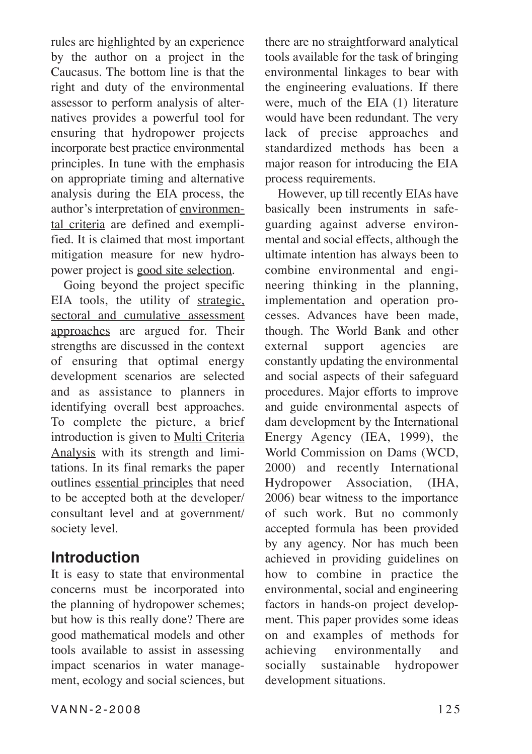rules are highlighted by an experience by the author on a project in the Caucasus. The bottom line is that the right and duty of the environmental assessor to perform analysis of alternatives provides a powerful tool for ensuring that hydropower projects incorporate best practice environmental principles. In tune with the emphasis on appropriate timing and alternative analysis during the EIA process, the author's interpretation of <u>environmental criteria</u> are defined and exemplified. It is claimed that most important mitigation measure for new hydropower project is <u>good site selection</u>.

Going beyond the project specific EIA tools, the utility of <u>strategic, sectoral and cumulative assessment approaches</u> are argued for. Their strengths are discussed in the context of ensuring that optimal energy development scenarios are selected and as assistance to planners in identifying overall best approaches. To complete the picture, a brief introduction is given to <u>Multi Criteria Analysis</u> with its strength and limitations. In its final remarks the paper outlines <u>essential principles</u> that need to be accepted both at the developer/ consultant level and at government/ society level.

## Introduction

It is easy to state that environmental concerns must be incorporated into the planning of hydropower schemes; but how is this really done? There are good mathematical models and other tools available to assist in assessing impact scenarios in water management, ecology and social sciences, but there are no straightforward analytical tools available for the task of bringing environmental linkages to bear with the engineering evaluations. If there were, much of the EIA (1) literature would have been redundant. The very lack of precise approaches and standardized methods has been a major reason for introducing the EIA process requirements.

However, up till recently EIAs have basically been instruments in safeguarding against adverse environmental and social effects, although the ultimate intention has always been to combine environmental and engineering thinking in the planning, implementation and operation processes. Advances have been made, though. The World Bank and other external support agencies are constantly updating the environmental and social aspects of their safeguard procedures. Major efforts to improve and guide environmental aspects of dam development by the International Energy Agency (IEA, 1999), the World Commission on Dams (WCD, 2000) and recently International Hydropower Association, (IHA, 2006) bear witness to the importance of such work. But no commonly accepted formula has been provided by any agency. Nor has much been achieved in providing guidelines on how to combine in practice the environmental, social and engineering factors in hands-on project development. This paper provides some ideas on and examples of methods for achieving environmentally and socially sustainable hydropower development situations.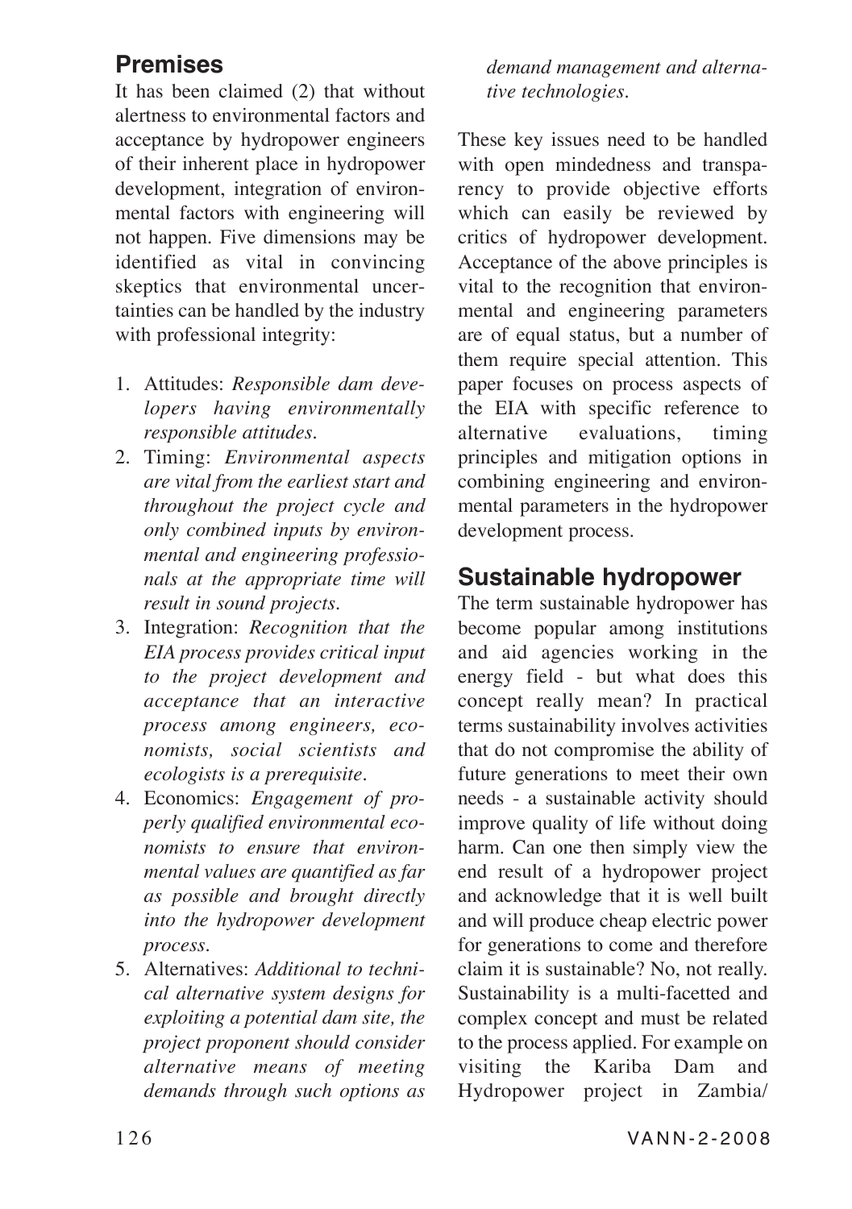## Premises

It has been claimed (2) that without alertness to environmental factors and acceptance by hydropower engineers of their inherent place in hydropower development, integration of environmental factors with engineering will not happen. Five dimensions may be identified as vital in convincing skeptics that environmental uncertainties can be handled by the industry with professional integrity:

1. Attitudes: *Responsible dam developers having environmentally responsible attitudes.*
2. Timing: *Environmental aspects are vital from the earliest start and throughout the project cycle and only combined inputs by environmental and engineering professionals at the appropriate time will result in sound projects.*
3. Integration: *Recognition that the EIA process provides critical input to the project development and acceptance that an interactive process among engineers, economists, social scientists and ecologists is a prerequisite.*
4. Economics: *Engagement of properly qualified environmental economists to ensure that environmental values are quantified as far as possible and brought directly into the hydropower development process.*
5. Alternatives: *Additional to technical alternative system designs for exploiting a potential dam site, the project proponent should consider alternative means of meeting demands through such options as demand management and alternative technologies.*

These key issues need to be handled with open mindedness and transparency to provide objective efforts which can easily be reviewed by critics of hydropower development. Acceptance of the above principles is vital to the recognition that environmental and engineering parameters are of equal status, but a number of them require special attention. This paper focuses on process aspects of the EIA with specific reference to alternative evaluations, timing principles and mitigation options in combining engineering and environmental parameters in the hydropower development process.

## Sustainable hydropower

The term sustainable hydropower has become popular among institutions and aid agencies working in the energy field - but what does this concept really mean? In practical terms sustainability involves activities that do not compromise the ability of future generations to meet their own needs - a sustainable activity should improve quality of life without doing harm. Can one then simply view the end result of a hydropower project and acknowledge that it is well built and will produce cheap electric power for generations to come and therefore claim it is sustainable? No, not really. Sustainability is a multi-facetted and complex concept and must be related to the process applied. For example on visiting the Kariba Dam and Hydropower project in Zambia/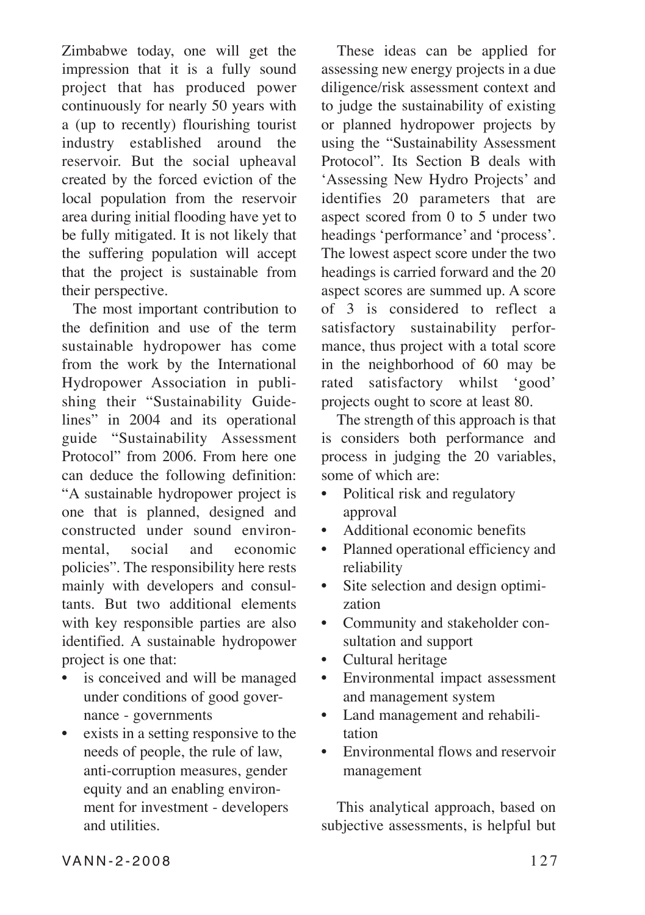Zimbabwe today, one will get the impression that it is a fully sound project that has produced power continuously for nearly 50 years with a (up to recently) flourishing tourist industry established around the reservoir. But the social upheaval created by the forced eviction of the local population from the reservoir area during initial flooding have yet to be fully mitigated. It is not likely that the suffering population will accept that the project is sustainable from their perspective.

The most important contribution to the definition and use of the term sustainable hydropower has come from the work by the International Hydropower Association in publishing their "Sustainability Guidelines" in 2004 and its operational guide "Sustainability Assessment Protocol" from 2006. From here one can deduce the following definition: "A sustainable hydropower project is one that is planned, designed and constructed under sound environmental, social and economic policies". The responsibility here rests mainly with developers and consultants. But two additional elements with key responsible parties are also identified. A sustainable hydropower project is one that:

- is conceived and will be managed under conditions of good governance - governments
- exists in a setting responsive to the needs of people, the rule of law, anti-corruption measures, gender equity and an enabling environment for investment - developers and utilities.

These ideas can be applied for assessing new energy projects in a due diligence/risk assessment context and to judge the sustainability of existing or planned hydropower projects by using the "Sustainability Assessment Protocol". Its Section B deals with 'Assessing New Hydro Projects' and identifies 20 parameters that are aspect scored from 0 to 5 under two headings 'performance' and 'process'. The lowest aspect score under the two headings is carried forward and the 20 aspect scores are summed up. A score of 3 is considered to reflect a satisfactory sustainability performance, thus project with a total score in the neighborhood of 60 may be rated satisfactory whilst 'good' projects ought to score at least 80.

The strength of this approach is that is considers both performance and process in judging the 20 variables, some of which are:

- Political risk and regulatory approval
- Additional economic benefits
- Planned operational efficiency and reliability
- Site selection and design optimization
- Community and stakeholder consultation and support
- Cultural heritage
- Environmental impact assessment and management system
- Land management and rehabilitation
- Environmental flows and reservoir management

This analytical approach, based on subjective assessments, is helpful but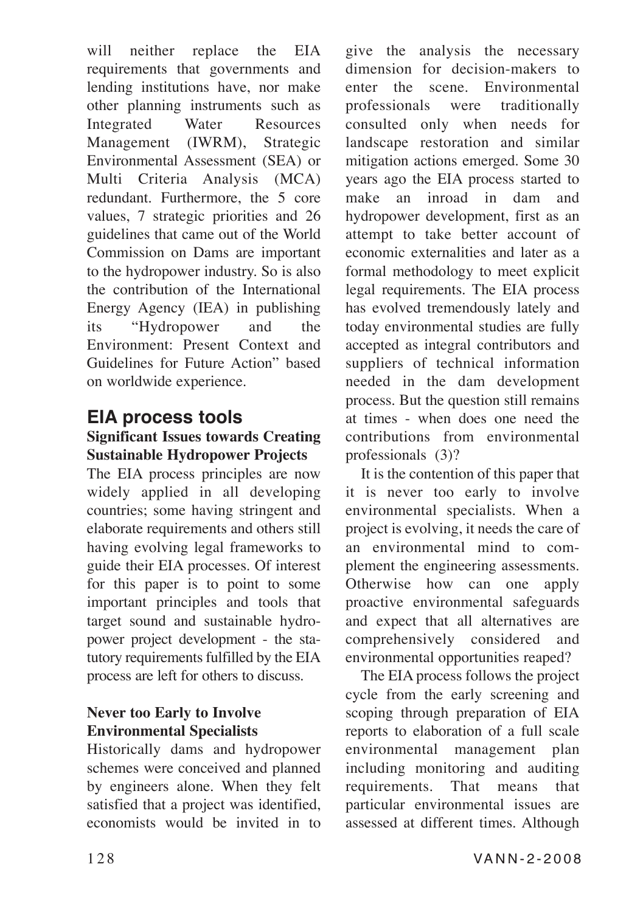will neither replace the EIA requirements that governments and lending institutions have, nor make other planning instruments such as Integrated Water Resources Management (IWRM), Strategic Environmental Assessment (SEA) or Multi Criteria Analysis (MCA) redundant. Furthermore, the 5 core values, 7 strategic priorities and 26 guidelines that came out of the World Commission on Dams are important to the hydropower industry. So is also the contribution of the International Energy Agency (IEA) in publishing its "Hydropower and the Environment: Present Context and Guidelines for Future Action" based on worldwide experience.

## EIA process tools

### Significant Issues towards Creating Sustainable Hydropower Projects

The EIA process principles are now widely applied in all developing countries; some having stringent and elaborate requirements and others still having evolving legal frameworks to guide their EIA processes. Of interest for this paper is to point to some important principles and tools that target sound and sustainable hydropower project development - the statutory requirements fulfilled by the EIA process are left for others to discuss.

### Never too Early to Involve Environmental Specialists

Historically dams and hydropower schemes were conceived and planned by engineers alone. When they felt satisfied that a project was identified, economists would be invited in to give the analysis the necessary dimension for decision-makers to enter the scene. Environmental professionals were traditionally consulted only when needs for landscape restoration and similar mitigation actions emerged. Some 30 years ago the EIA process started to make an inroad in dam and hydropower development, first as an attempt to take better account of economic externalities and later as a formal methodology to meet explicit legal requirements. The EIA process has evolved tremendously lately and today environmental studies are fully accepted as integral contributors and suppliers of technical information needed in the dam development process. But the question still remains at times - when does one need the contributions from environmental professionals (3)?

It is the contention of this paper that it is never too early to involve environmental specialists. When a project is evolving, it needs the care of an environmental mind to complement the engineering assessments. Otherwise how can one apply proactive environmental safeguards and expect that all alternatives are comprehensively considered and environmental opportunities reaped?

The EIA process follows the project cycle from the early screening and scoping through preparation of EIA reports to elaboration of a full scale environmental management plan including monitoring and auditing requirements. That means that particular environmental issues are assessed at different times. Although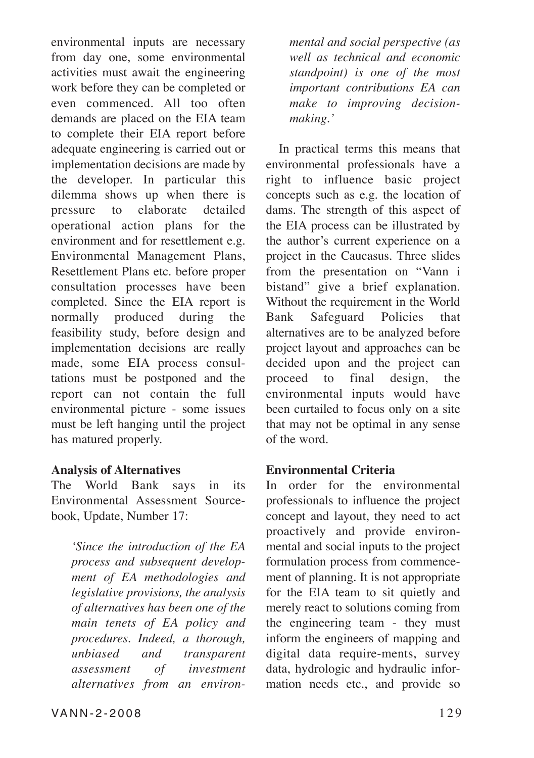environmental inputs are necessary from day one, some environmental activities must await the engineering work before they can be completed or even commenced. All too often demands are placed on the EIA team to complete their EIA report before adequate engineering is carried out or implementation decisions are made by the developer. In particular this dilemma shows up when there is pressure to elaborate detailed operational action plans for the environment and for resettlement e.g. Environmental Management Plans, Resettlement Plans etc. before proper consultation processes have been completed. Since the EIA report is normally produced during the feasibility study, before design and implementation decisions are really made, some EIA process consultations must be postponed and the report can not contain the full environmental picture - some issues must be left hanging until the project has matured properly.

**Analysis of Alternatives**

The World Bank says in its Environmental Assessment Sourcebook, Update, Number 17:

> *'Since the introduction of the EA process and subsequent development of EA methodologies and legislative provisions, the analysis of alternatives has been one of the main tenets of EA policy and procedures. Indeed, a thorough, unbiased and transparent assessment of investment alternatives from an environmental and social perspective (as well as technical and economic standpoint) is one of the most important contributions EA can make to improving decision-making.'*

In practical terms this means that environmental professionals have a right to influence basic project concepts such as e.g. the location of dams. The strength of this aspect of the EIA process can be illustrated by the author's current experience on a project in the Caucasus. Three slides from the presentation on "Vann i bistand" give a brief explanation. Without the requirement in the World Bank Safeguard Policies that alternatives are to be analyzed before project layout and approaches can be decided upon and the project can proceed to final design, the environmental inputs would have been curtailed to focus only on a site that may not be optimal in any sense of the word.

**Environmental Criteria**

In order for the environmental professionals to influence the project concept and layout, they need to act proactively and provide environmental and social inputs to the project formulation process from commencement of planning. It is not appropriate for the EIA team to sit quietly and merely react to solutions coming from the engineering team - they must inform the engineers of mapping and digital data require-ments, survey data, hydrologic and hydraulic information needs etc., and provide so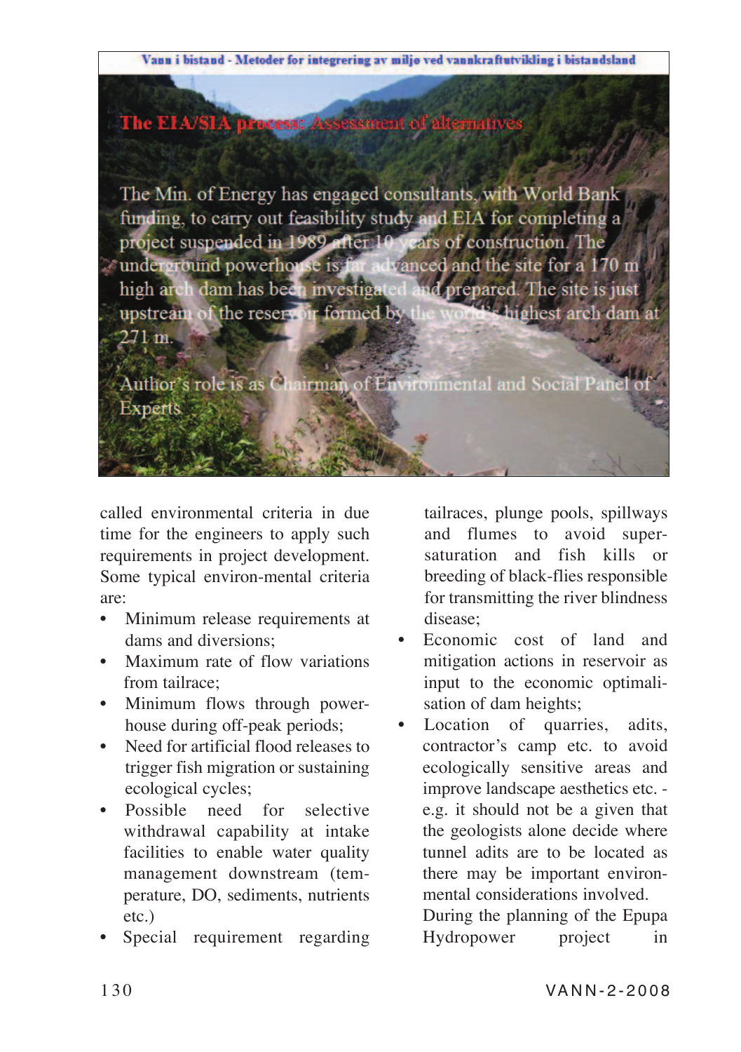Vann i bistand - Metoder for integrering av miljø ved vannkraftutvikling i bistandsland

**The EIA/SIA process: Assessment of alternatives**

The Min. of Energy has engaged consultants, with World Bank funding, to carry out feasibility study and EIA for completing a project suspended in 1989 after 10 years of construction. The underground powerhouse is far advanced and the site for a 170 m high arch dam has been investigated and prepared. The site is just upstream of the reservoir formed by the world's highest arch dam at 271 m.

Author's role is as Chairman of Environmental and Social Panel of Experts

called environmental criteria in due time for the engineers to apply such requirements in project development. Some typical environ-mental criteria are:

- Minimum release requirements at dams and diversions;
- Maximum rate of flow variations from tailrace;
- Minimum flows through power-house during off-peak periods;
- Need for artificial flood releases to trigger fish migration or sustaining ecological cycles;
- Possible need for selective withdrawal capability at intake facilities to enable water quality management downstream (tem-perature, DO, sediments, nutrients etc.)
- Special requirement regarding tailraces, plunge pools, spillways and flumes to avoid super-saturation and fish kills or breeding of black-flies responsible for transmitting the river blindness disease;
- Economic cost of land and mitigation actions in reservoir as input to the economic optimali-sation of dam heights;
- Location of quarries, adits, contractor's camp etc. to avoid ecologically sensitive areas and improve landscape aesthetics etc. - e.g. it should not be a given that the geologists alone decide where tunnel adits are to be located as there may be important environ-mental considerations involved.

During the planning of the Epupa Hydropower project in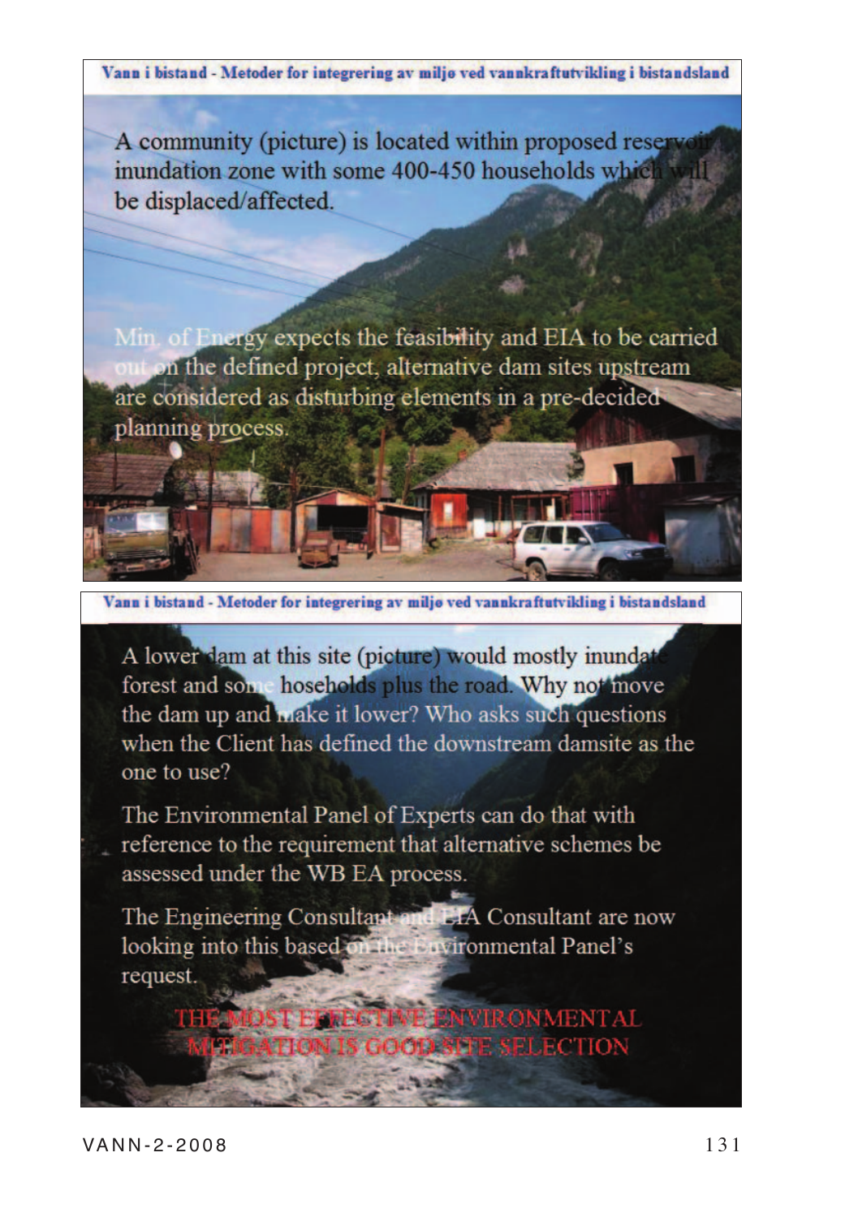A community (picture) is located within proposed reservoir inundation zone with some 400-450 households which will be displaced/affected.

Min. of Energy expects the feasibility and EIA to be carried out on the defined project, alternative dam sites upstream are considered as disturbing elements in a pre-decided planning process.

A lower dam at this site (picture) would mostly inundate forest and some hoseholds plus the road. Why not move the dam up and make it lower? Who asks such questions when the Client has defined the downstream damsite as the one to use?

The Environmental Panel of Experts can do that with reference to the requirement that alternative schemes be assessed under the WB EA process.

The Engineering Consultant and EIA Consultant are now looking into this based on the Environmental Panel's request.

THE MOST EFFECTIVE ENVIRONMENTAL MITIGATION IS GOOD SITE SELECTION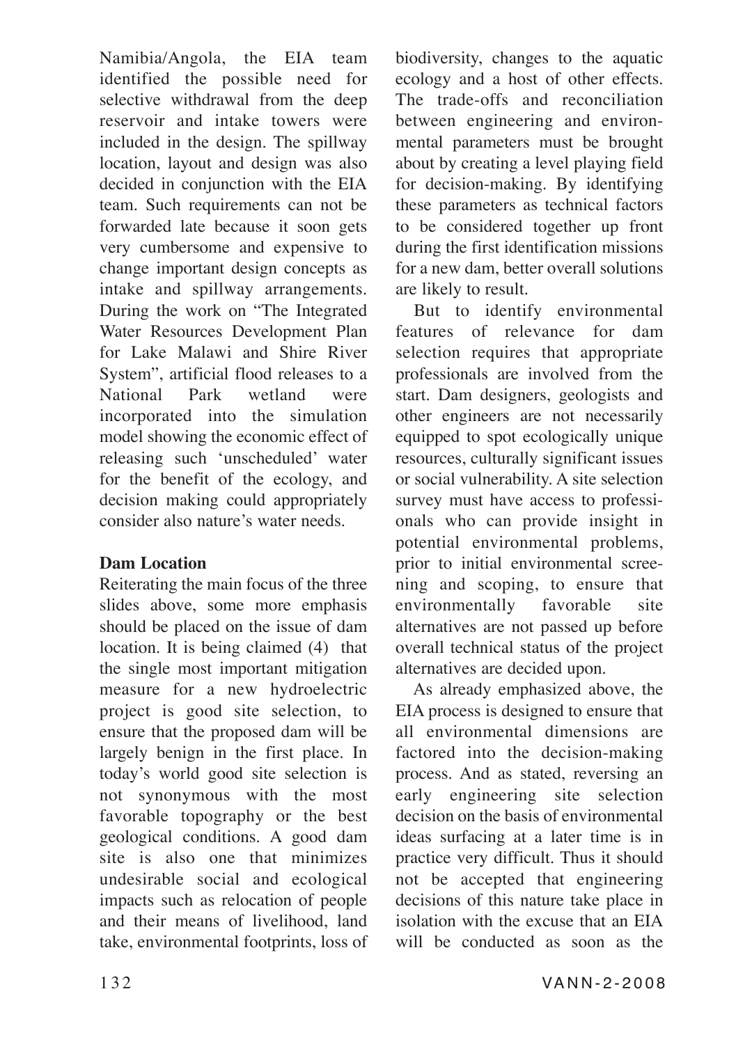Namibia/Angola, the EIA team identified the possible need for selective withdrawal from the deep reservoir and intake towers were included in the design. The spillway location, layout and design was also decided in conjunction with the EIA team. Such requirements can not be forwarded late because it soon gets very cumbersome and expensive to change important design concepts as intake and spillway arrangements. During the work on "The Integrated Water Resources Development Plan for Lake Malawi and Shire River System", artificial flood releases to a National Park wetland were incorporated into the simulation model showing the economic effect of releasing such 'unscheduled' water for the benefit of the ecology, and decision making could appropriately consider also nature's water needs.

**Dam Location**

Reiterating the main focus of the three slides above, some more emphasis should be placed on the issue of dam location. It is being claimed (4) that the single most important mitigation measure for a new hydroelectric project is good site selection, to ensure that the proposed dam will be largely benign in the first place. In today's world good site selection is not synonymous with the most favorable topography or the best geological conditions. A good dam site is also one that minimizes undesirable social and ecological impacts such as relocation of people and their means of livelihood, land take, environmental footprints, loss of biodiversity, changes to the aquatic ecology and a host of other effects. The trade-offs and reconciliation between engineering and environmental parameters must be brought about by creating a level playing field for decision-making. By identifying these parameters as technical factors to be considered together up front during the first identification missions for a new dam, better overall solutions are likely to result.

But to identify environmental features of relevance for dam selection requires that appropriate professionals are involved from the start. Dam designers, geologists and other engineers are not necessarily equipped to spot ecologically unique resources, culturally significant issues or social vulnerability. A site selection survey must have access to professionals who can provide insight in potential environmental problems, prior to initial environmental screening and scoping, to ensure that environmentally favorable site alternatives are not passed up before overall technical status of the project alternatives are decided upon.

As already emphasized above, the EIA process is designed to ensure that all environmental dimensions are factored into the decision-making process. And as stated, reversing an early engineering site selection decision on the basis of environmental ideas surfacing at a later time is in practice very difficult. Thus it should not be accepted that engineering decisions of this nature take place in isolation with the excuse that an EIA will be conducted as soon as the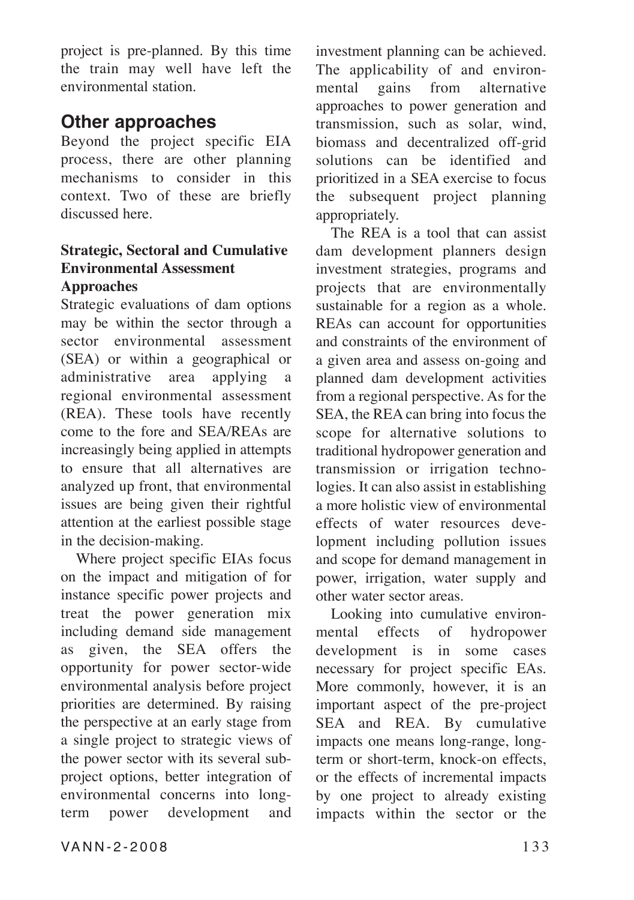project is pre-planned. By this time the train may well have left the environmental station.

## Other approaches

Beyond the project specific EIA process, there are other planning mechanisms to consider in this context. Two of these are briefly discussed here.

### Strategic, Sectoral and Cumulative Environmental Assessment Approaches

Strategic evaluations of dam options may be within the sector through a sector environmental assessment (SEA) or within a geographical or administrative area applying a regional environmental assessment (REA). These tools have recently come to the fore and SEA/REAs are increasingly being applied in attempts to ensure that all alternatives are analyzed up front, that environmental issues are being given their rightful attention at the earliest possible stage in the decision-making.

Where project specific EIAs focus on the impact and mitigation of for instance specific power projects and treat the power generation mix including demand side management as given, the SEA offers the opportunity for power sector-wide environmental analysis before project priorities are determined. By raising the perspective at an early stage from a single project to strategic views of the power sector with its several sub-project options, better integration of environmental concerns into long-term power development and investment planning can be achieved. The applicability of and environmental gains from alternative approaches to power generation and transmission, such as solar, wind, biomass and decentralized off-grid solutions can be identified and prioritized in a SEA exercise to focus the subsequent project planning appropriately.

The REA is a tool that can assist dam development planners design investment strategies, programs and projects that are environmentally sustainable for a region as a whole. REAs can account for opportunities and constraints of the environment of a given area and assess on-going and planned dam development activities from a regional perspective. As for the SEA, the REA can bring into focus the scope for alternative solutions to traditional hydropower generation and transmission or irrigation technologies. It can also assist in establishing a more holistic view of environmental effects of water resources development including pollution issues and scope for demand management in power, irrigation, water supply and other water sector areas.

Looking into cumulative environmental effects of hydropower development is in some cases necessary for project specific EAs. More commonly, however, it is an important aspect of the pre-project SEA and REA. By cumulative impacts one means long-range, long-term or short-term, knock-on effects, or the effects of incremental impacts by one project to already existing impacts within the sector or the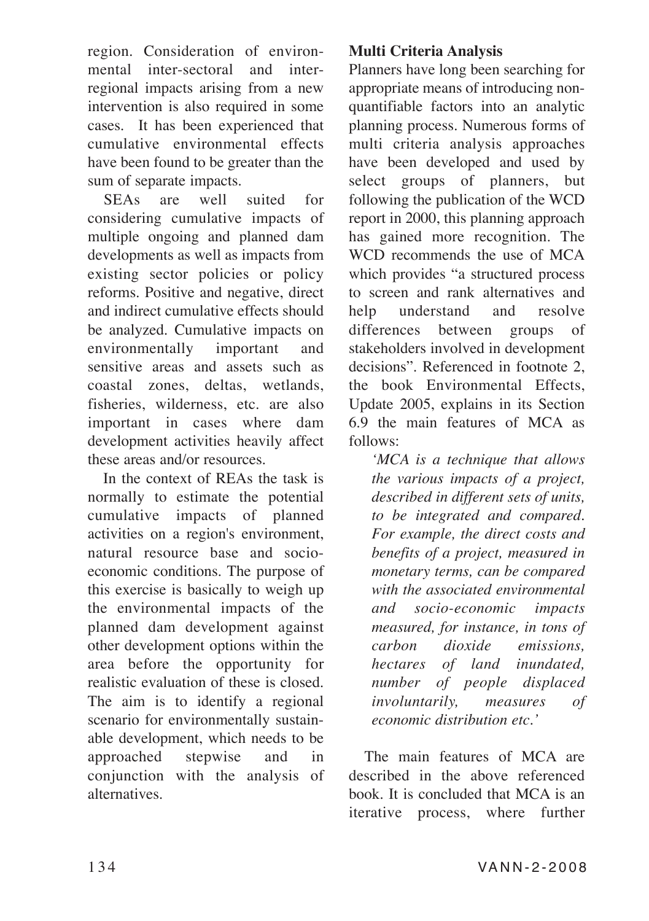region. Consideration of environmental inter-sectoral and inter-regional impacts arising from a new intervention is also required in some cases. It has been experienced that cumulative environmental effects have been found to be greater than the sum of separate impacts.

SEAs are well suited for considering cumulative impacts of multiple ongoing and planned dam developments as well as impacts from existing sector policies or policy reforms. Positive and negative, direct and indirect cumulative effects should be analyzed. Cumulative impacts on environmentally important and sensitive areas and assets such as coastal zones, deltas, wetlands, fisheries, wilderness, etc. are also important in cases where dam development activities heavily affect these areas and/or resources.

In the context of REAs the task is normally to estimate the potential cumulative impacts of planned activities on a region's environment, natural resource base and socio-economic conditions. The purpose of this exercise is basically to weigh up the environmental impacts of the planned dam development against other development options within the area before the opportunity for realistic evaluation of these is closed. The aim is to identify a regional scenario for environmentally sustainable development, which needs to be approached stepwise and in conjunction with the analysis of alternatives.

**Multi Criteria Analysis**

Planners have long been searching for appropriate means of introducing non-quantifiable factors into an analytic planning process. Numerous forms of multi criteria analysis approaches have been developed and used by select groups of planners, but following the publication of the WCD report in 2000, this planning approach has gained more recognition. The WCD recommends the use of MCA which provides "a structured process to screen and rank alternatives and help understand and resolve differences between groups of stakeholders involved in development decisions". Referenced in footnote 2, the book Environmental Effects, Update 2005, explains in its Section 6.9 the main features of MCA as follows:

> *'MCA is a technique that allows the various impacts of a project, described in different sets of units, to be integrated and compared. For example, the direct costs and benefits of a project, measured in monetary terms, can be compared with the associated environmental and socio-economic impacts measured, for instance, in tons of carbon dioxide emissions, hectares of land inundated, number of people displaced involuntarily, measures of economic distribution etc.'*

The main features of MCA are described in the above referenced book. It is concluded that MCA is an iterative process, where further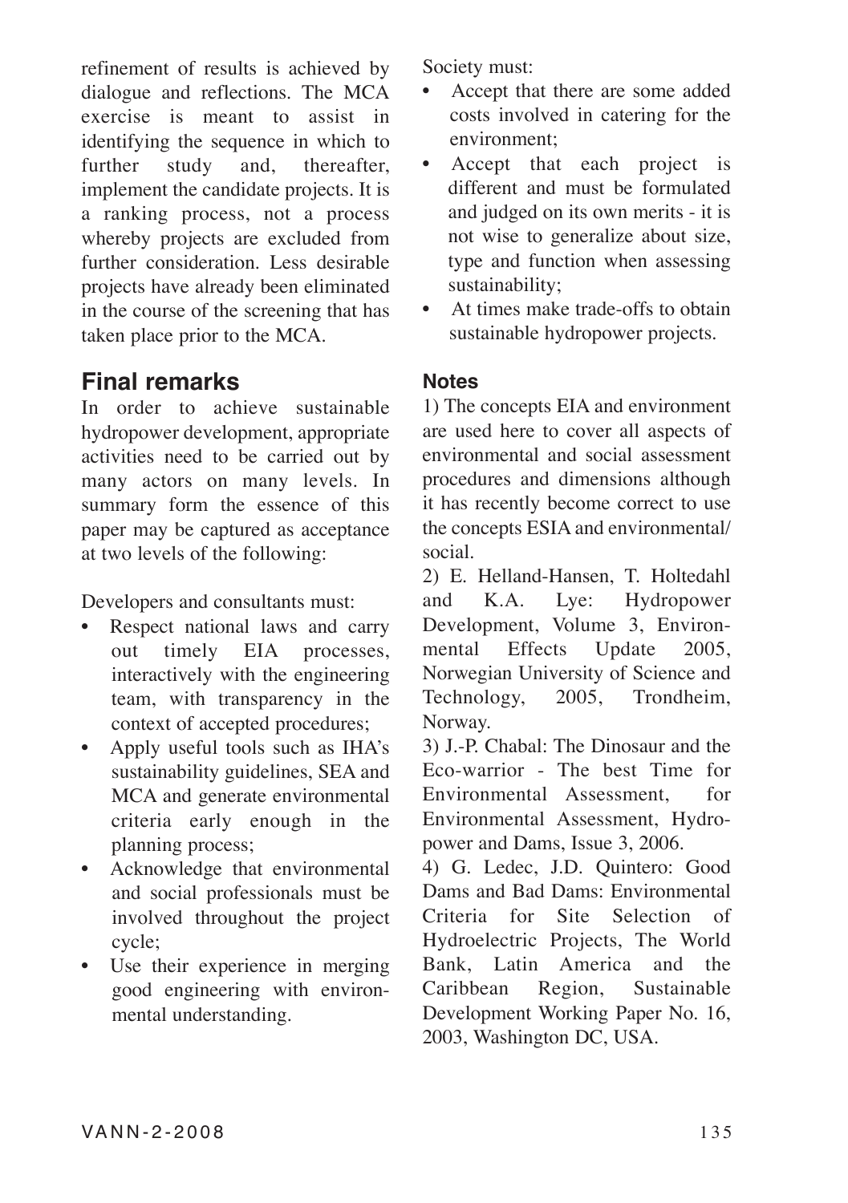refinement of results is achieved by dialogue and reflections. The MCA exercise is meant to assist in identifying the sequence in which to further study and, thereafter, implement the candidate projects. It is a ranking process, not a process whereby projects are excluded from further consideration. Less desirable projects have already been eliminated in the course of the screening that has taken place prior to the MCA.

## Final remarks

In order to achieve sustainable hydropower development, appropriate activities need to be carried out by many actors on many levels. In summary form the essence of this paper may be captured as acceptance at two levels of the following:

Developers and consultants must:

- Respect national laws and carry out timely EIA processes, interactively with the engineering team, with transparency in the context of accepted procedures;
- Apply useful tools such as IHA's sustainability guidelines, SEA and MCA and generate environmental criteria early enough in the planning process;
- Acknowledge that environmental and social professionals must be involved throughout the project cycle;
- Use their experience in merging good engineering with environmental understanding.

Society must:

- Accept that there are some added costs involved in catering for the environment;
- Accept that each project is different and must be formulated and judged on its own merits - it is not wise to generalize about size, type and function when assessing sustainability;
- At times make trade-offs to obtain sustainable hydropower projects.

### Notes

1) The concepts EIA and environment are used here to cover all aspects of environmental and social assessment procedures and dimensions although it has recently become correct to use the concepts ESIA and environmental/ social.

2) E. Helland-Hansen, T. Holtedahl and K.A. Lye: Hydropower Development, Volume 3, Environmental Effects Update 2005, Norwegian University of Science and Technology, 2005, Trondheim, Norway.

3) J.-P. Chabal: The Dinosaur and the Eco-warrior - The best Time for Environmental Assessment, for Environmental Assessment, Hydropower and Dams, Issue 3, 2006.

4) G. Ledec, J.D. Quintero: Good Dams and Bad Dams: Environmental Criteria for Site Selection of Hydroelectric Projects, The World Bank, Latin America and the Caribbean Region, Sustainable Development Working Paper No. 16, 2003, Washington DC, USA.